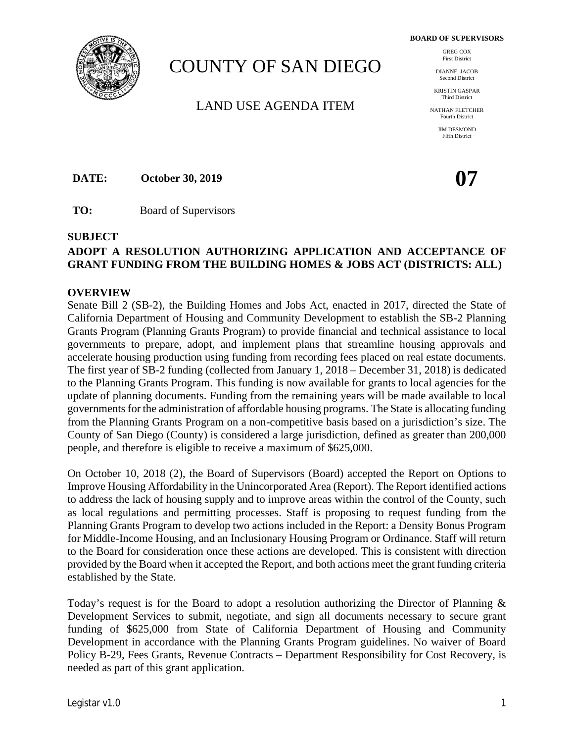# COUNTY OF SAN DIEGO

## LAND USE AGENDA ITEM

**BOARD OF SUPERVISORS**

GREG COX
First District

DIANNE JACOB
Second District

KRISTIN GASPAR
Third District

NATHAN FLETCHER
Fourth District

JIM DESMOND
Fifth District

**DATE:** **October 30, 2019**

**07**

**TO:** Board of Supervisors

**SUBJECT**

**ADOPT A RESOLUTION AUTHORIZING APPLICATION AND ACCEPTANCE OF GRANT FUNDING FROM THE BUILDING HOMES & JOBS ACT (DISTRICTS: ALL)**

**OVERVIEW**

Senate Bill 2 (SB-2), the Building Homes and Jobs Act, enacted in 2017, directed the State of California Department of Housing and Community Development to establish the SB-2 Planning Grants Program (Planning Grants Program) to provide financial and technical assistance to local governments to prepare, adopt, and implement plans that streamline housing approvals and accelerate housing production using funding from recording fees placed on real estate documents. The first year of SB-2 funding (collected from January 1, 2018 – December 31, 2018) is dedicated to the Planning Grants Program. This funding is now available for grants to local agencies for the update of planning documents. Funding from the remaining years will be made available to local governments for the administration of affordable housing programs. The State is allocating funding from the Planning Grants Program on a non-competitive basis based on a jurisdiction's size. The County of San Diego (County) is considered a large jurisdiction, defined as greater than 200,000 people, and therefore is eligible to receive a maximum of $625,000.

On October 10, 2018 (2), the Board of Supervisors (Board) accepted the Report on Options to Improve Housing Affordability in the Unincorporated Area (Report). The Report identified actions to address the lack of housing supply and to improve areas within the control of the County, such as local regulations and permitting processes. Staff is proposing to request funding from the Planning Grants Program to develop two actions included in the Report: a Density Bonus Program for Middle-Income Housing, and an Inclusionary Housing Program or Ordinance. Staff will return to the Board for consideration once these actions are developed. This is consistent with direction provided by the Board when it accepted the Report, and both actions meet the grant funding criteria established by the State.

Today's request is for the Board to adopt a resolution authorizing the Director of Planning & Development Services to submit, negotiate, and sign all documents necessary to secure grant funding of $625,000 from State of California Department of Housing and Community Development in accordance with the Planning Grants Program guidelines. No waiver of Board Policy B-29, Fees Grants, Revenue Contracts – Department Responsibility for Cost Recovery, is needed as part of this grant application.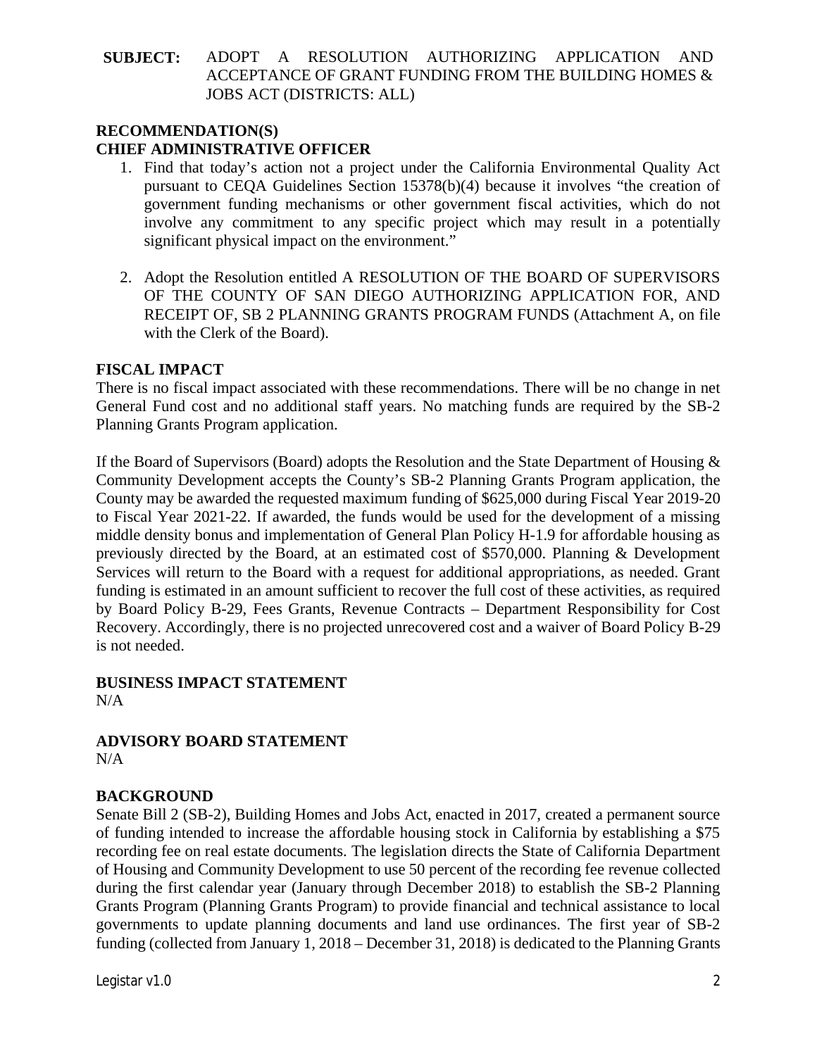**SUBJECT:** ADOPT A RESOLUTION AUTHORIZING APPLICATION AND ACCEPTANCE OF GRANT FUNDING FROM THE BUILDING HOMES & JOBS ACT (DISTRICTS: ALL)

**RECOMMENDATION(S)**
**CHIEF ADMINISTRATIVE OFFICER**

1. Find that today's action not a project under the California Environmental Quality Act pursuant to CEQA Guidelines Section 15378(b)(4) because it involves "the creation of government funding mechanisms or other government fiscal activities, which do not involve any commitment to any specific project which may result in a potentially significant physical impact on the environment."

2. Adopt the Resolution entitled A RESOLUTION OF THE BOARD OF SUPERVISORS OF THE COUNTY OF SAN DIEGO AUTHORIZING APPLICATION FOR, AND RECEIPT OF, SB 2 PLANNING GRANTS PROGRAM FUNDS (Attachment A, on file with the Clerk of the Board).

**FISCAL IMPACT**

There is no fiscal impact associated with these recommendations. There will be no change in net General Fund cost and no additional staff years. No matching funds are required by the SB-2 Planning Grants Program application.

If the Board of Supervisors (Board) adopts the Resolution and the State Department of Housing & Community Development accepts the County's SB-2 Planning Grants Program application, the County may be awarded the requested maximum funding of $625,000 during Fiscal Year 2019-20 to Fiscal Year 2021-22. If awarded, the funds would be used for the development of a missing middle density bonus and implementation of General Plan Policy H-1.9 for affordable housing as previously directed by the Board, at an estimated cost of $570,000. Planning & Development Services will return to the Board with a request for additional appropriations, as needed. Grant funding is estimated in an amount sufficient to recover the full cost of these activities, as required by Board Policy B-29, Fees Grants, Revenue Contracts – Department Responsibility for Cost Recovery. Accordingly, there is no projected unrecovered cost and a waiver of Board Policy B-29 is not needed.

**BUSINESS IMPACT STATEMENT**

N/A

**ADVISORY BOARD STATEMENT**

N/A

**BACKGROUND**

Senate Bill 2 (SB-2), Building Homes and Jobs Act, enacted in 2017, created a permanent source of funding intended to increase the affordable housing stock in California by establishing a $75 recording fee on real estate documents. The legislation directs the State of California Department of Housing and Community Development to use 50 percent of the recording fee revenue collected during the first calendar year (January through December 2018) to establish the SB-2 Planning Grants Program (Planning Grants Program) to provide financial and technical assistance to local governments to update planning documents and land use ordinances. The first year of SB-2 funding (collected from January 1, 2018 – December 31, 2018) is dedicated to the Planning Grants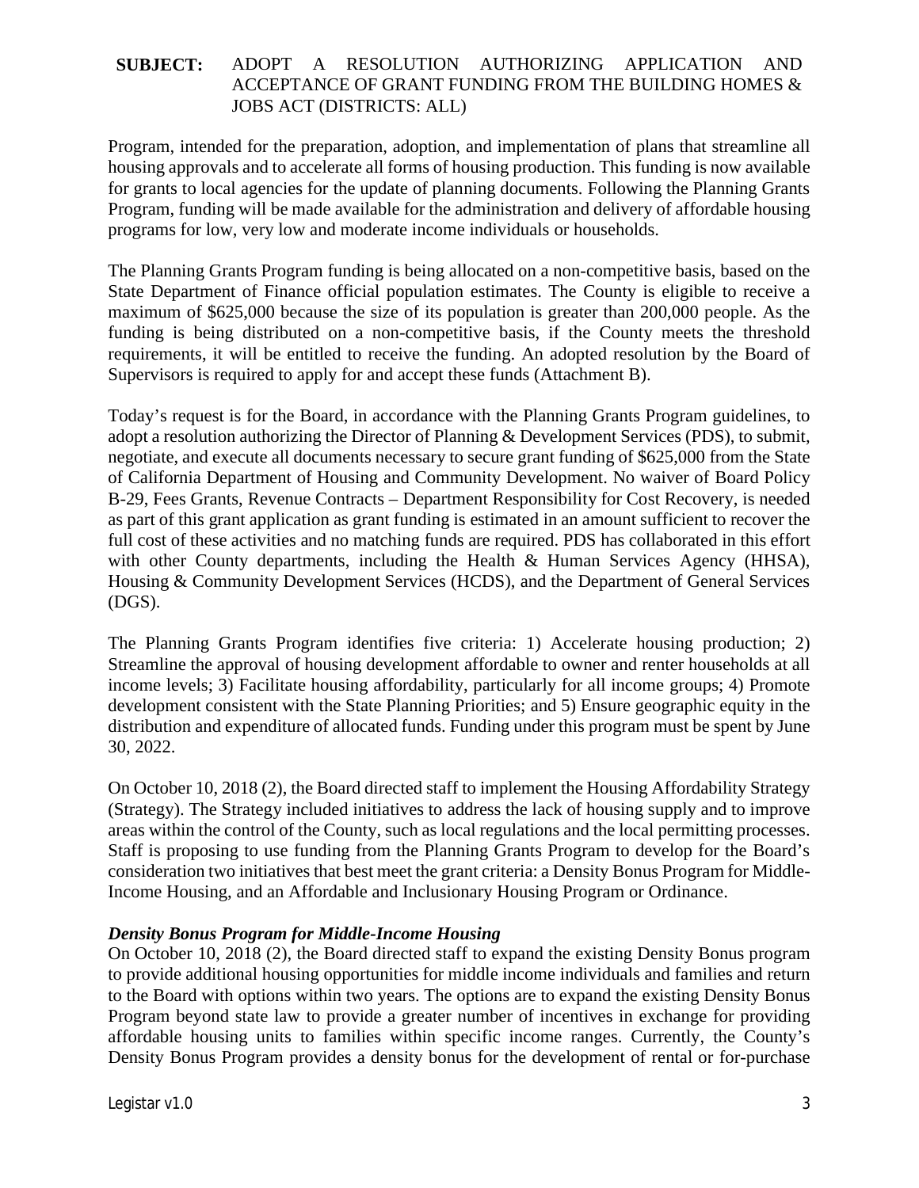**SUBJECT:** ADOPT A RESOLUTION AUTHORIZING APPLICATION AND ACCEPTANCE OF GRANT FUNDING FROM THE BUILDING HOMES & JOBS ACT (DISTRICTS: ALL)

Program, intended for the preparation, adoption, and implementation of plans that streamline all housing approvals and to accelerate all forms of housing production. This funding is now available for grants to local agencies for the update of planning documents. Following the Planning Grants Program, funding will be made available for the administration and delivery of affordable housing programs for low, very low and moderate income individuals or households.

The Planning Grants Program funding is being allocated on a non-competitive basis, based on the State Department of Finance official population estimates. The County is eligible to receive a maximum of $625,000 because the size of its population is greater than 200,000 people. As the funding is being distributed on a non-competitive basis, if the County meets the threshold requirements, it will be entitled to receive the funding. An adopted resolution by the Board of Supervisors is required to apply for and accept these funds (Attachment B).

Today's request is for the Board, in accordance with the Planning Grants Program guidelines, to adopt a resolution authorizing the Director of Planning & Development Services (PDS), to submit, negotiate, and execute all documents necessary to secure grant funding of $625,000 from the State of California Department of Housing and Community Development. No waiver of Board Policy B-29, Fees Grants, Revenue Contracts – Department Responsibility for Cost Recovery, is needed as part of this grant application as grant funding is estimated in an amount sufficient to recover the full cost of these activities and no matching funds are required. PDS has collaborated in this effort with other County departments, including the Health & Human Services Agency (HHSA), Housing & Community Development Services (HCDS), and the Department of General Services (DGS).

The Planning Grants Program identifies five criteria: 1) Accelerate housing production; 2) Streamline the approval of housing development affordable to owner and renter households at all income levels; 3) Facilitate housing affordability, particularly for all income groups; 4) Promote development consistent with the State Planning Priorities; and 5) Ensure geographic equity in the distribution and expenditure of allocated funds. Funding under this program must be spent by June 30, 2022.

On October 10, 2018 (2), the Board directed staff to implement the Housing Affordability Strategy (Strategy). The Strategy included initiatives to address the lack of housing supply and to improve areas within the control of the County, such as local regulations and the local permitting processes. Staff is proposing to use funding from the Planning Grants Program to develop for the Board's consideration two initiatives that best meet the grant criteria: a Density Bonus Program for Middle-Income Housing, and an Affordable and Inclusionary Housing Program or Ordinance.

***Density Bonus Program for Middle-Income Housing***

On October 10, 2018 (2), the Board directed staff to expand the existing Density Bonus program to provide additional housing opportunities for middle income individuals and families and return to the Board with options within two years. The options are to expand the existing Density Bonus Program beyond state law to provide a greater number of incentives in exchange for providing affordable housing units to families within specific income ranges. Currently, the County's Density Bonus Program provides a density bonus for the development of rental or for-purchase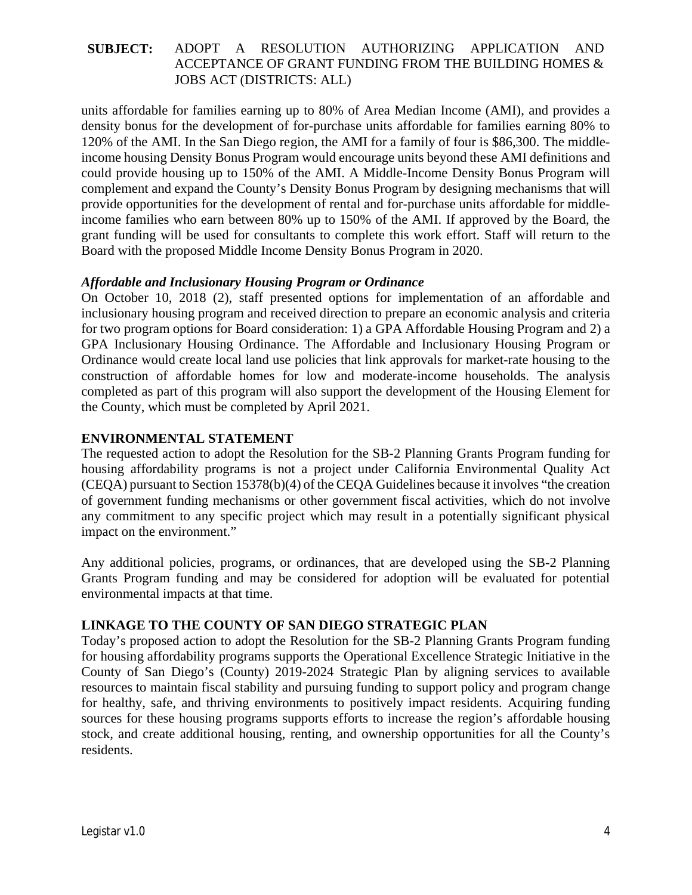units affordable for families earning up to 80% of Area Median Income (AMI), and provides a density bonus for the development of for-purchase units affordable for families earning 80% to 120% of the AMI. In the San Diego region, the AMI for a family of four is $86,300. The middle-income housing Density Bonus Program would encourage units beyond these AMI definitions and could provide housing up to 150% of the AMI. A Middle-Income Density Bonus Program will complement and expand the County's Density Bonus Program by designing mechanisms that will provide opportunities for the development of rental and for-purchase units affordable for middle-income families who earn between 80% up to 150% of the AMI. If approved by the Board, the grant funding will be used for consultants to complete this work effort. Staff will return to the Board with the proposed Middle Income Density Bonus Program in 2020.

***Affordable and Inclusionary Housing Program or Ordinance***

On October 10, 2018 (2), staff presented options for implementation of an affordable and inclusionary housing program and received direction to prepare an economic analysis and criteria for two program options for Board consideration: 1) a GPA Affordable Housing Program and 2) a GPA Inclusionary Housing Ordinance. The Affordable and Inclusionary Housing Program or Ordinance would create local land use policies that link approvals for market-rate housing to the construction of affordable homes for low and moderate-income households. The analysis completed as part of this program will also support the development of the Housing Element for the County, which must be completed by April 2021.

## ENVIRONMENTAL STATEMENT

The requested action to adopt the Resolution for the SB-2 Planning Grants Program funding for housing affordability programs is not a project under California Environmental Quality Act (CEQA) pursuant to Section 15378(b)(4) of the CEQA Guidelines because it involves "the creation of government funding mechanisms or other government fiscal activities, which do not involve any commitment to any specific project which may result in a potentially significant physical impact on the environment."

Any additional policies, programs, or ordinances, that are developed using the SB-2 Planning Grants Program funding and may be considered for adoption will be evaluated for potential environmental impacts at that time.

## LINKAGE TO THE COUNTY OF SAN DIEGO STRATEGIC PLAN

Today's proposed action to adopt the Resolution for the SB-2 Planning Grants Program funding for housing affordability programs supports the Operational Excellence Strategic Initiative in the County of San Diego's (County) 2019-2024 Strategic Plan by aligning services to available resources to maintain fiscal stability and pursuing funding to support policy and program change for healthy, safe, and thriving environments to positively impact residents. Acquiring funding sources for these housing programs supports efforts to increase the region's affordable housing stock, and create additional housing, renting, and ownership opportunities for all the County's residents.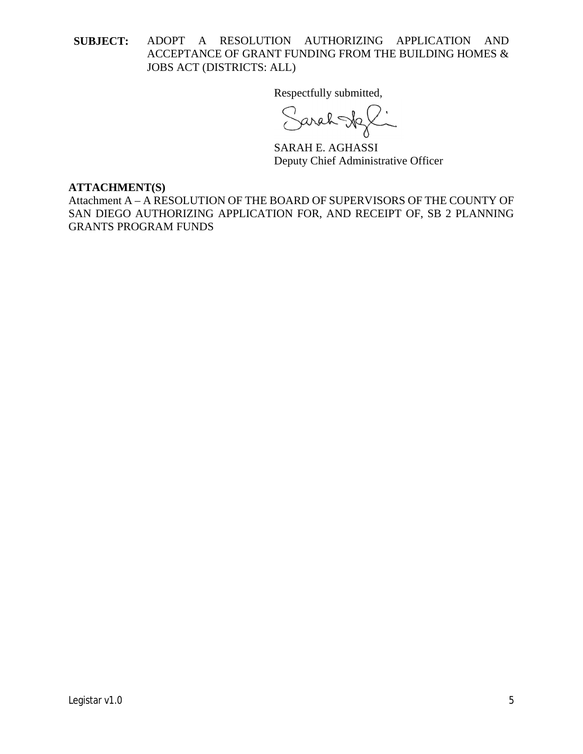**SUBJECT:** ADOPT A RESOLUTION AUTHORIZING APPLICATION AND ACCEPTANCE OF GRANT FUNDING FROM THE BUILDING HOMES & JOBS ACT (DISTRICTS: ALL)

Respectfully submitted,

SARAH E. AGHASSI
Deputy Chief Administrative Officer

**ATTACHMENT(S)**

Attachment A – A RESOLUTION OF THE BOARD OF SUPERVISORS OF THE COUNTY OF SAN DIEGO AUTHORIZING APPLICATION FOR, AND RECEIPT OF, SB 2 PLANNING GRANTS PROGRAM FUNDS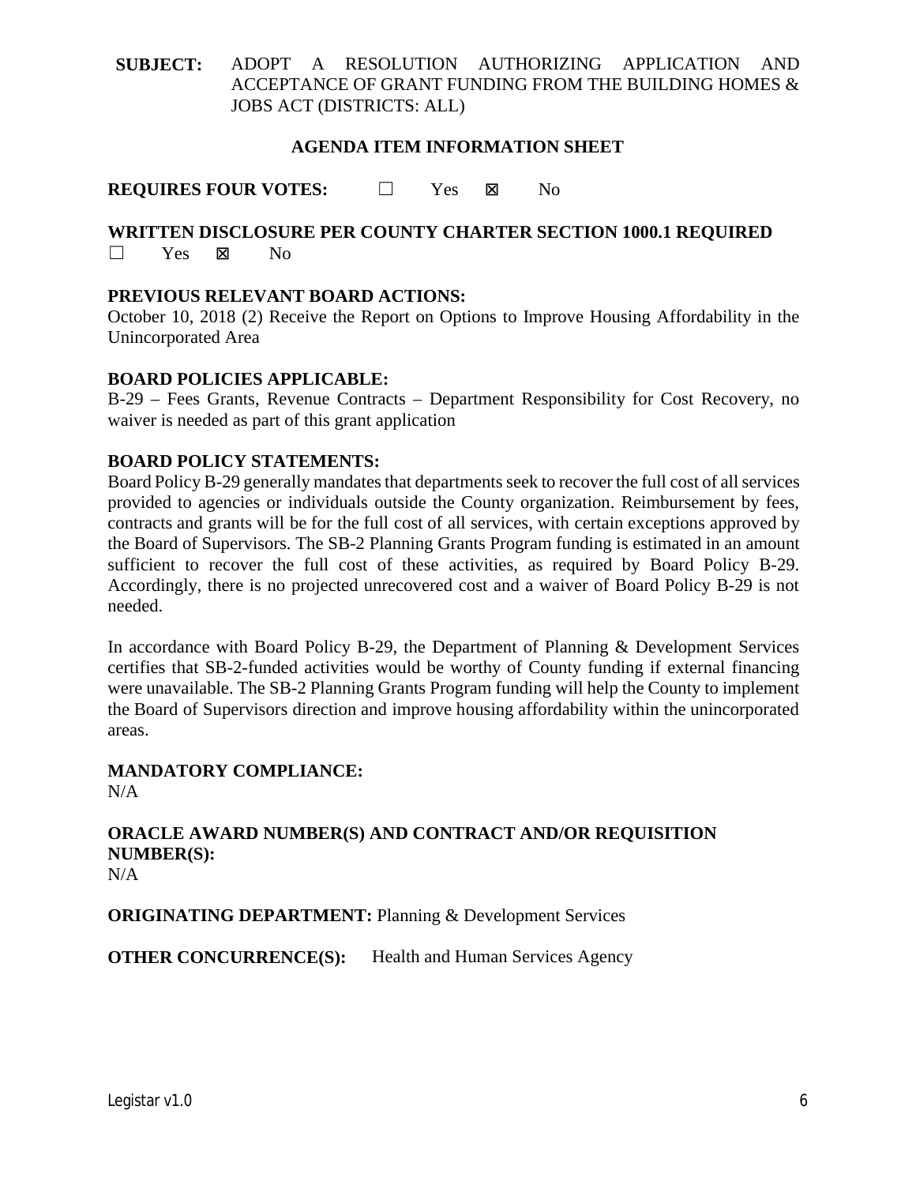**SUBJECT:** ADOPT A RESOLUTION AUTHORIZING APPLICATION AND ACCEPTANCE OF GRANT FUNDING FROM THE BUILDING HOMES & JOBS ACT (DISTRICTS: ALL)

**AGENDA ITEM INFORMATION SHEET**

**REQUIRES FOUR VOTES:** ☐ Yes ☒ No

**WRITTEN DISCLOSURE PER COUNTY CHARTER SECTION 1000.1 REQUIRED**
☐ Yes ☒ No

**PREVIOUS RELEVANT BOARD ACTIONS:**
October 10, 2018 (2) Receive the Report on Options to Improve Housing Affordability in the Unincorporated Area

**BOARD POLICIES APPLICABLE:**
B-29 – Fees Grants, Revenue Contracts – Department Responsibility for Cost Recovery, no waiver is needed as part of this grant application

**BOARD POLICY STATEMENTS:**
Board Policy B-29 generally mandates that departments seek to recover the full cost of all services provided to agencies or individuals outside the County organization. Reimbursement by fees, contracts and grants will be for the full cost of all services, with certain exceptions approved by the Board of Supervisors. The SB-2 Planning Grants Program funding is estimated in an amount sufficient to recover the full cost of these activities, as required by Board Policy B-29. Accordingly, there is no projected unrecovered cost and a waiver of Board Policy B-29 is not needed.

In accordance with Board Policy B-29, the Department of Planning & Development Services certifies that SB-2-funded activities would be worthy of County funding if external financing were unavailable. The SB-2 Planning Grants Program funding will help the County to implement the Board of Supervisors direction and improve housing affordability within the unincorporated areas.

**MANDATORY COMPLIANCE:**
N/A

**ORACLE AWARD NUMBER(S) AND CONTRACT AND/OR REQUISITION NUMBER(S):**
N/A

**ORIGINATING DEPARTMENT:** Planning & Development Services

**OTHER CONCURRENCE(S):** Health and Human Services Agency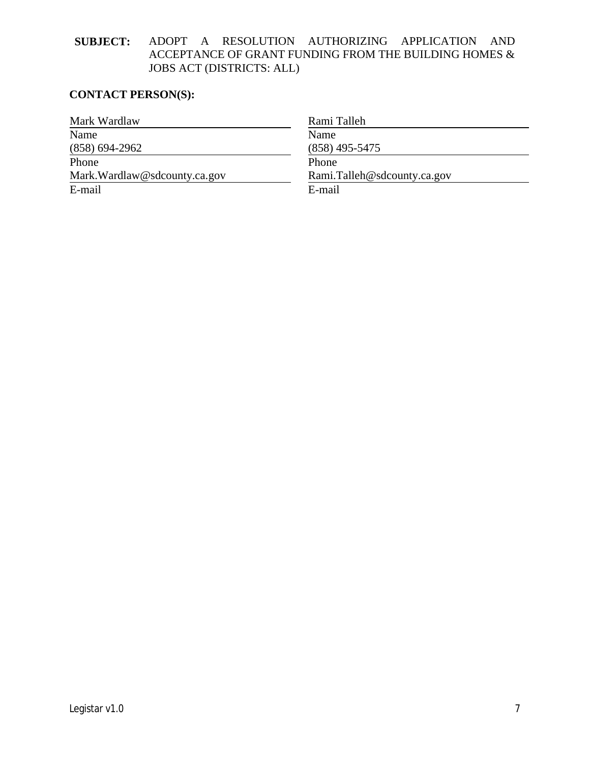**SUBJECT:** ADOPT A RESOLUTION AUTHORIZING APPLICATION AND ACCEPTANCE OF GRANT FUNDING FROM THE BUILDING HOMES & JOBS ACT (DISTRICTS: ALL)

**CONTACT PERSON(S):**

| | |
|---|---|
| Mark Wardlaw | Rami Talleh |
| Name | Name |
| (858) 694-2962 | (858) 495-5475 |
| Phone | Phone |
| Mark.Wardlaw@sdcounty.ca.gov | Rami.Talleh@sdcounty.ca.gov |
| E-mail | E-mail |